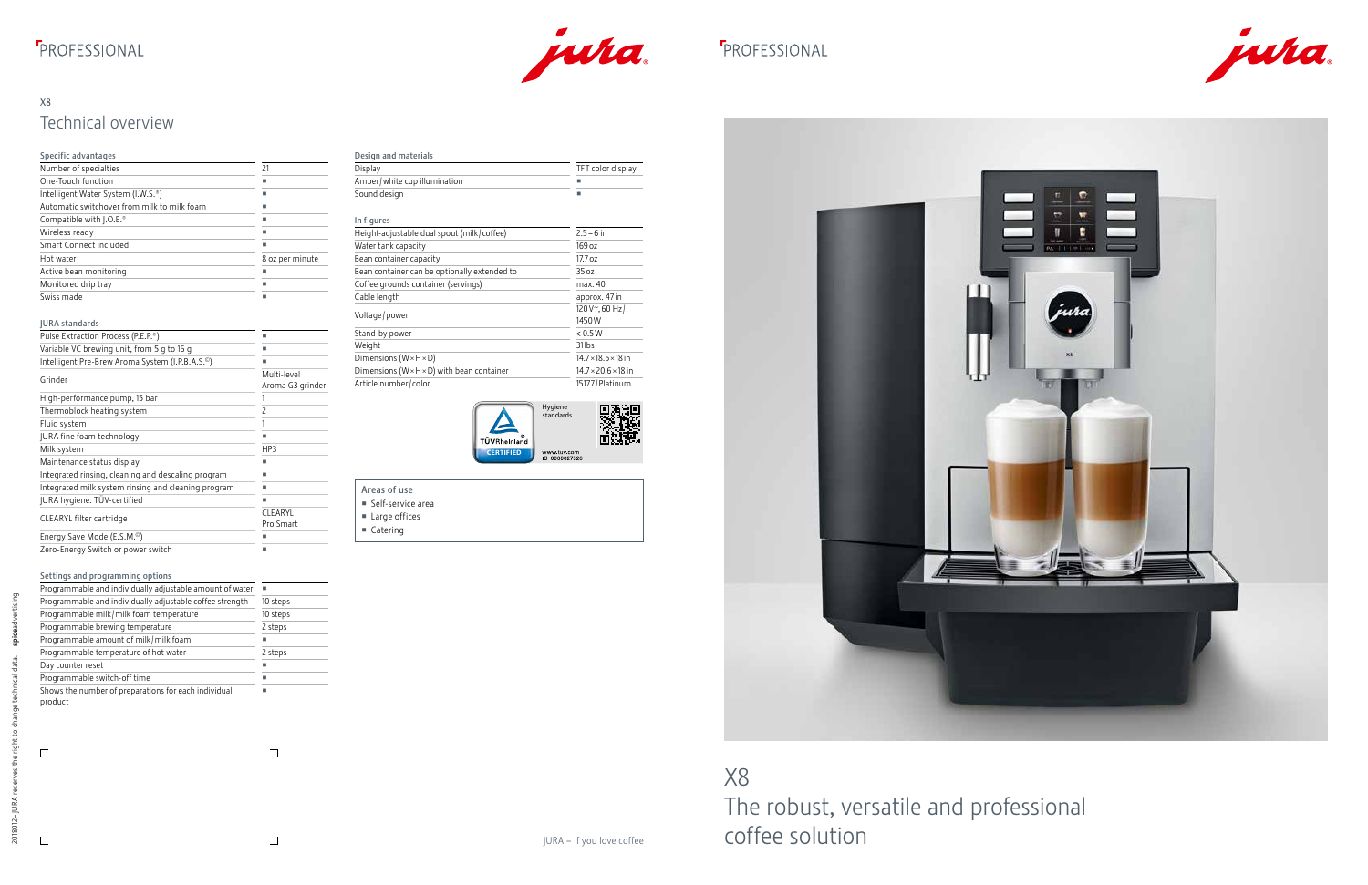# X8

## Technical overview

| Specific advantages | |
|---|---|
| Number of specialties | 21 |
| One-Touch function | ■ |
| Intelligent Water System (I.W.S.®) | ■ |
| Automatic switchover from milk to milk foam | ■ |
| Compatible with J.O.E.® | ■ |
| Wireless ready | ■ |
| Smart Connect included | ■ |
| Hot water | 8 oz per minute |
| Active bean monitoring | ■ |
| Monitored drip tray | ■ |
| Swiss made | ■ |

| JURA standards | |
|---|---|
| Pulse Extraction Process (P.E.P.®) | ■ |
| Variable VC brewing unit, from 5 g to 16 g | ■ |
| Intelligent Pre-Brew Aroma System (I.P.B.A.S.©) | ■ |
| Grinder | Multi-level Aroma G3 grinder |
| High-performance pump, 15 bar | 1 |
| Thermoblock heating system | 2 |
| Fluid system | 1 |
| JURA fine foam technology | ■ |
| Milk system | HP3 |
| Maintenance status display | ■ |
| Integrated rinsing, cleaning and descaling program | ■ |
| Integrated milk system rinsing and cleaning program | ■ |
| JURA hygiene: TÜV-certified | ■ |
| CLEARYL filter cartridge | CLEARYL Pro Smart |
| Energy Save Mode (E.S.M.©) | ■ |
| Zero-Energy Switch or power switch | ■ |

| Settings and programming options | |
|---|---|
| Programmable and individually adjustable amount of water | ■ |
| Programmable and individually adjustable coffee strength | 10 steps |
| Programmable milk/milk foam temperature | 10 steps |
| Programmable brewing temperature | 2 steps |
| Programmable amount of milk/milk foam | ■ |
| Programmable temperature of hot water | 2 steps |
| Day counter reset | ■ |
| Programmable switch-off time | ■ |
| Shows the number of preparations for each individual product | ■ |

| Design and materials | |
|---|---|
| Display | TFT color display |
| Amber/white cup illumination | ■ |
| Sound design | ■ |

| In figures | |
|---|---|
| Height-adjustable dual spout (milk/coffee) | 2.5 – 6 in |
| Water tank capacity | 169 oz |
| Bean container capacity | 17.7 oz |
| Bean container can be optionally extended to | 35 oz |
| Coffee grounds container (servings) | max. 40 |
| Cable length | approx. 47 in |
| Voltage/power | 120 V~, 60 Hz/1450 W |
| Stand-by power | < 0.5 W |
| Weight | 31 lbs |
| Dimensions (W × H × D) | 14.7 × 18.5 × 18 in |
| Dimensions (W × H × D) with bean container | 14.7 × 20.6 × 18 in |
| Article number/color | 15177/Platinum |

TÜV Rheinland CERTIFIED – Hygiene standards – www.tuv.com ID 0000027526

**Areas of use**

- Self-service area
- Large offices
- Catering

JURA – If you love coffee

# X8

The robust, versatile and professional coffee solution

201812 – JURA reserves the right to change technical data. spiceadvertising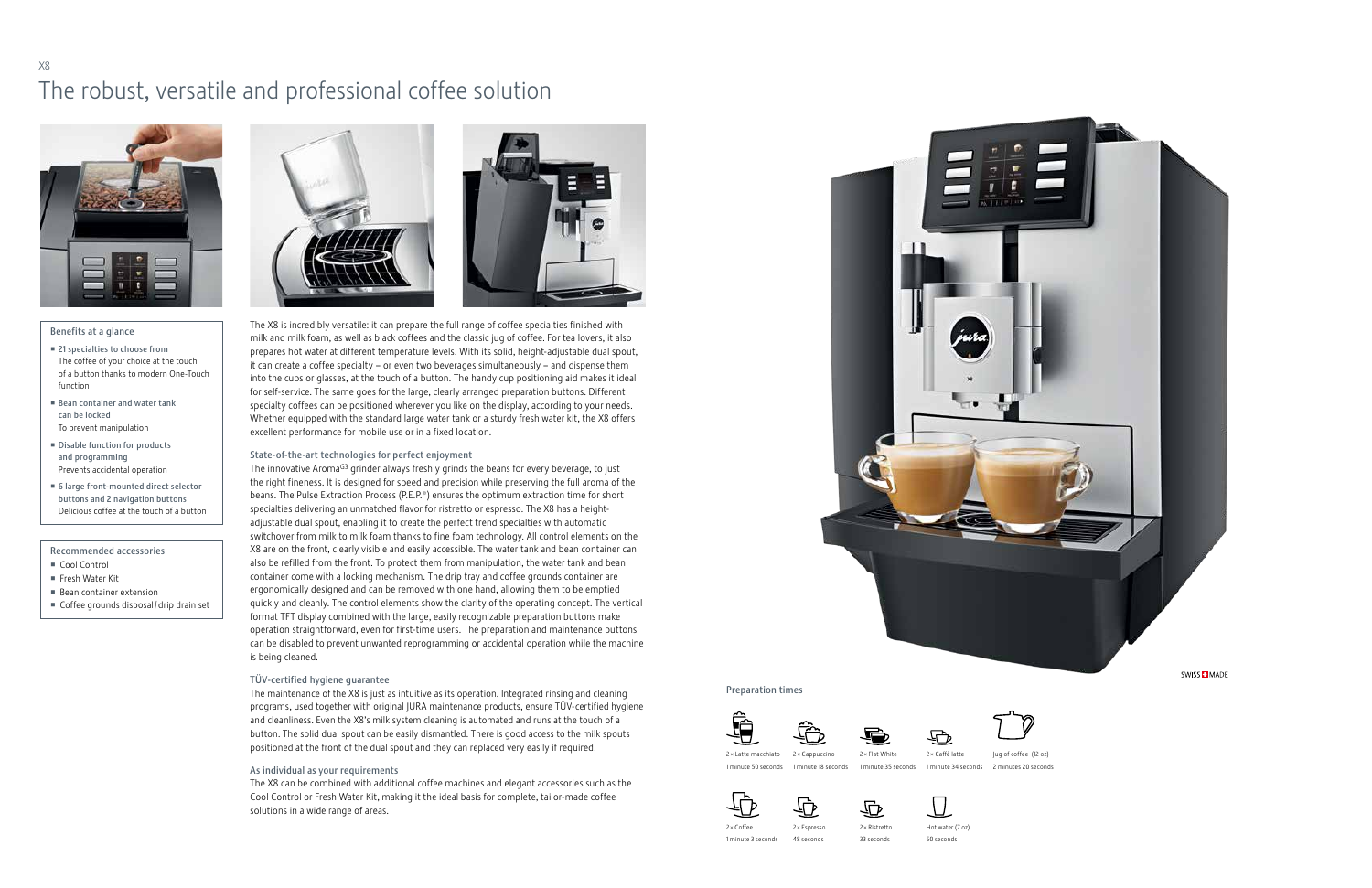X8

# The robust, versatile and professional coffee solution

### Benefits at a glance

- **21 specialties to choose from**
  The coffee of your choice at the touch of a button thanks to modern One-Touch function
- **Bean container and water tank can be locked**
  To prevent manipulation
- **Disable function for products and programming**
  Prevents accidental operation
- **6 large front-mounted direct selector buttons and 2 navigation buttons**
  Delicious coffee at the touch of a button

### Recommended accessories

- Cool Control
- Fresh Water Kit
- Bean container extension
- Coffee grounds disposal/drip drain set

The X8 is incredibly versatile: it can prepare the full range of coffee specialties finished with milk and milk foam, as well as black coffees and the classic jug of coffee. For tea lovers, it also prepares hot water at different temperature levels. With its solid, height-adjustable dual spout, it can create a coffee specialty – or even two beverages simultaneously – and dispense them into the cups or glasses, at the touch of a button. The handy cup positioning aid makes it ideal for self-service. The same goes for the large, clearly arranged preparation buttons. Different specialty coffees can be positioned wherever you like on the display, according to your needs. Whether equipped with the standard large water tank or a sturdy fresh water kit, the X8 offers excellent performance for mobile use or in a fixed location.

### State-of-the-art technologies for perfect enjoyment

The innovative Aroma$^{G3}$ grinder always freshly grinds the beans for every beverage, to just the right fineness. It is designed for speed and precision while preserving the full aroma of the beans. The Pulse Extraction Process (P.E.P.®) ensures the optimum extraction time for short specialties delivering an unmatched flavor for ristretto or espresso. The X8 has a height-adjustable dual spout, enabling it to create the perfect trend specialties with automatic switchover from milk to milk foam thanks to fine foam technology. All control elements on the X8 are on the front, clearly visible and easily accessible. The water tank and bean container can also be refilled from the front. To protect them from manipulation, the water tank and bean container come with a locking mechanism. The drip tray and coffee grounds container are ergonomically designed and can be removed with one hand, allowing them to be emptied quickly and cleanly. The control elements show the clarity of the operating concept. The vertical format TFT display combined with the large, easily recognizable preparation buttons make operation straightforward, even for first-time users. The preparation and maintenance buttons can be disabled to prevent unwanted reprogramming or accidental operation while the machine is being cleaned.

### TÜV-certified hygiene guarantee

The maintenance of the X8 is just as intuitive as its operation. Integrated rinsing and cleaning programs, used together with original JURA maintenance products, ensure TÜV-certified hygiene and cleanliness. Even the X8's milk system cleaning is automated and runs at the touch of a button. The solid dual spout can be easily dismantled. There is good access to the milk spouts positioned at the front of the dual spout and they can replaced very easily if required.

### As individual as your requirements

The X8 can be combined with additional coffee machines and elegant accessories such as the Cool Control or Fresh Water Kit, making it the ideal basis for complete, tailor-made coffee solutions in a wide range of areas.

SWISS MADE

### Preparation times

2 × Latte macchiato
1 minute 50 seconds

2 × Cappuccino
1 minute 18 seconds

2 × Flat White
1 minute 35 seconds

2 × Caffè latte
1 minute 34 seconds

Jug of coffee (12 oz)
2 minutes 20 seconds

2 × Coffee
1 minute 3 seconds

2 × Espresso
48 seconds

2 × Ristretto
33 seconds

Hot water (7 oz)
50 seconds